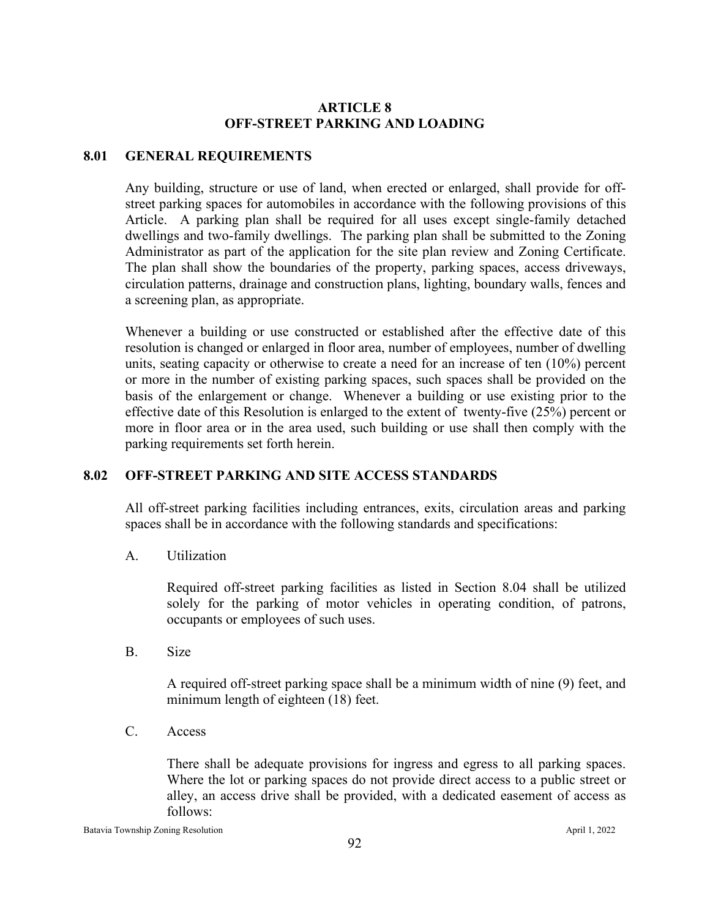# ARTICLE 8
# OFF-STREET PARKING AND LOADING

## 8.01 GENERAL REQUIREMENTS

Any building, structure or use of land, when erected or enlarged, shall provide for off-street parking spaces for automobiles in accordance with the following provisions of this Article. A parking plan shall be required for all uses except single-family detached dwellings and two-family dwellings. The parking plan shall be submitted to the Zoning Administrator as part of the application for the site plan review and Zoning Certificate. The plan shall show the boundaries of the property, parking spaces, access driveways, circulation patterns, drainage and construction plans, lighting, boundary walls, fences and a screening plan, as appropriate.

Whenever a building or use constructed or established after the effective date of this resolution is changed or enlarged in floor area, number of employees, number of dwelling units, seating capacity or otherwise to create a need for an increase of ten (10%) percent or more in the number of existing parking spaces, such spaces shall be provided on the basis of the enlargement or change. Whenever a building or use existing prior to the effective date of this Resolution is enlarged to the extent of twenty-five (25%) percent or more in floor area or in the area used, such building or use shall then comply with the parking requirements set forth herein.

## 8.02 OFF-STREET PARKING AND SITE ACCESS STANDARDS

All off-street parking facilities including entrances, exits, circulation areas and parking spaces shall be in accordance with the following standards and specifications:

A. Utilization

Required off-street parking facilities as listed in Section 8.04 shall be utilized solely for the parking of motor vehicles in operating condition, of patrons, occupants or employees of such uses.

B. Size

A required off-street parking space shall be a minimum width of nine (9) feet, and minimum length of eighteen (18) feet.

C. Access

There shall be adequate provisions for ingress and egress to all parking spaces. Where the lot or parking spaces do not provide direct access to a public street or alley, an access drive shall be provided, with a dedicated easement of access as follows: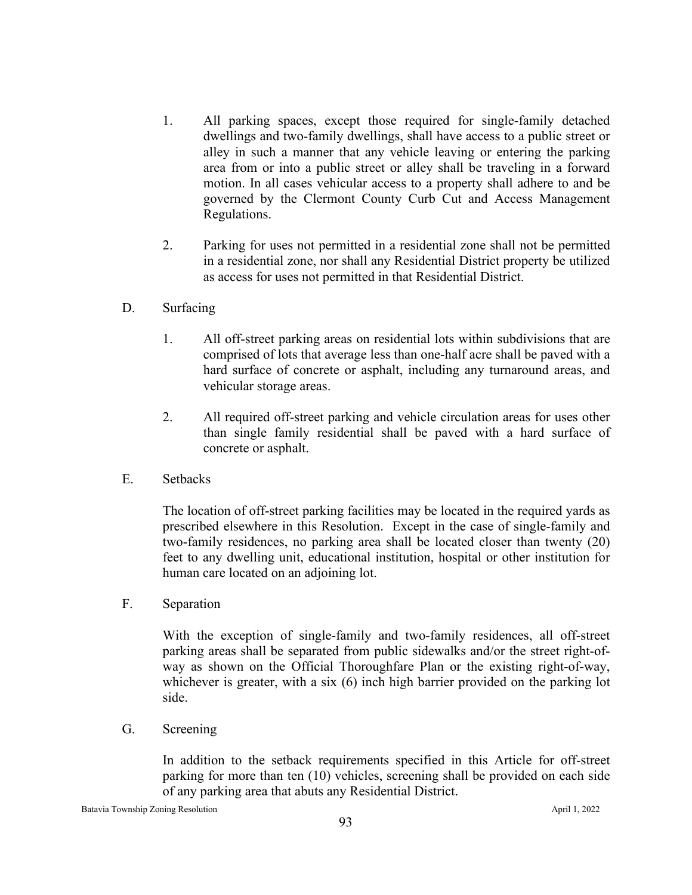1. All parking spaces, except those required for single-family detached dwellings and two-family dwellings, shall have access to a public street or alley in such a manner that any vehicle leaving or entering the parking area from or into a public street or alley shall be traveling in a forward motion. In all cases vehicular access to a property shall adhere to and be governed by the Clermont County Curb Cut and Access Management Regulations.

2. Parking for uses not permitted in a residential zone shall not be permitted in a residential zone, nor shall any Residential District property be utilized as access for uses not permitted in that Residential District.

D. Surfacing

1. All off-street parking areas on residential lots within subdivisions that are comprised of lots that average less than one-half acre shall be paved with a hard surface of concrete or asphalt, including any turnaround areas, and vehicular storage areas.

2. All required off-street parking and vehicle circulation areas for uses other than single family residential shall be paved with a hard surface of concrete or asphalt.

E. Setbacks

The location of off-street parking facilities may be located in the required yards as prescribed elsewhere in this Resolution. Except in the case of single-family and two-family residences, no parking area shall be located closer than twenty (20) feet to any dwelling unit, educational institution, hospital or other institution for human care located on an adjoining lot.

F. Separation

With the exception of single-family and two-family residences, all off-street parking areas shall be separated from public sidewalks and/or the street right-of-way as shown on the Official Thoroughfare Plan or the existing right-of-way, whichever is greater, with a six (6) inch high barrier provided on the parking lot side.

G. Screening

In addition to the setback requirements specified in this Article for off-street parking for more than ten (10) vehicles, screening shall be provided on each side of any parking area that abuts any Residential District.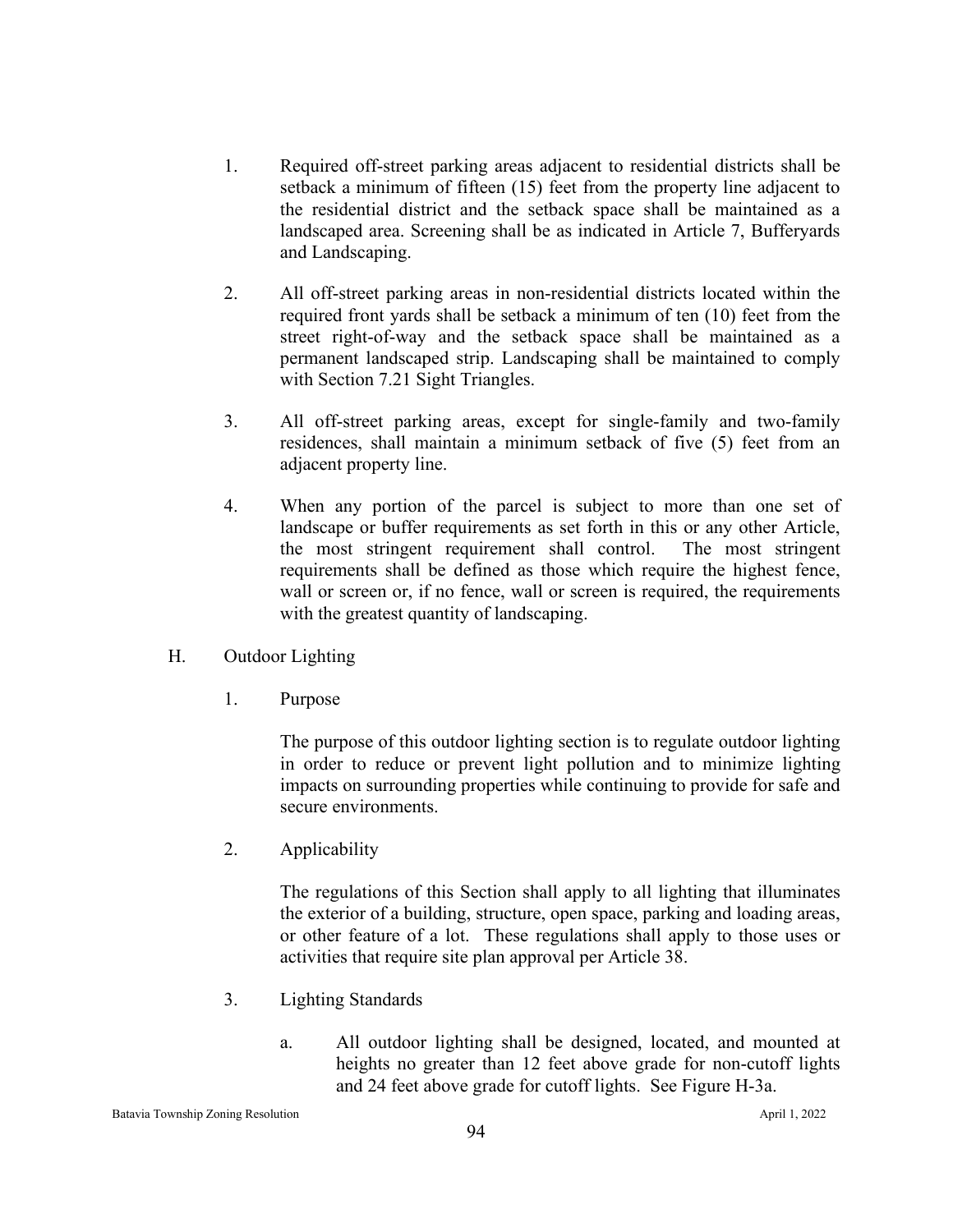1. Required off-street parking areas adjacent to residential districts shall be setback a minimum of fifteen (15) feet from the property line adjacent to the residential district and the setback space shall be maintained as a landscaped area. Screening shall be as indicated in Article 7, Bufferyards and Landscaping.

2. All off-street parking areas in non-residential districts located within the required front yards shall be setback a minimum of ten (10) feet from the street right-of-way and the setback space shall be maintained as a permanent landscaped strip. Landscaping shall be maintained to comply with Section 7.21 Sight Triangles.

3. All off-street parking areas, except for single-family and two-family residences, shall maintain a minimum setback of five (5) feet from an adjacent property line.

4. When any portion of the parcel is subject to more than one set of landscape or buffer requirements as set forth in this or any other Article, the most stringent requirement shall control. The most stringent requirements shall be defined as those which require the highest fence, wall or screen or, if no fence, wall or screen is required, the requirements with the greatest quantity of landscaping.

H. Outdoor Lighting

1. Purpose

   The purpose of this outdoor lighting section is to regulate outdoor lighting in order to reduce or prevent light pollution and to minimize lighting impacts on surrounding properties while continuing to provide for safe and secure environments.

2. Applicability

   The regulations of this Section shall apply to all lighting that illuminates the exterior of a building, structure, open space, parking and loading areas, or other feature of a lot. These regulations shall apply to those uses or activities that require site plan approval per Article 38.

3. Lighting Standards

   a. All outdoor lighting shall be designed, located, and mounted at heights no greater than 12 feet above grade for non-cutoff lights and 24 feet above grade for cutoff lights. See Figure H-3a.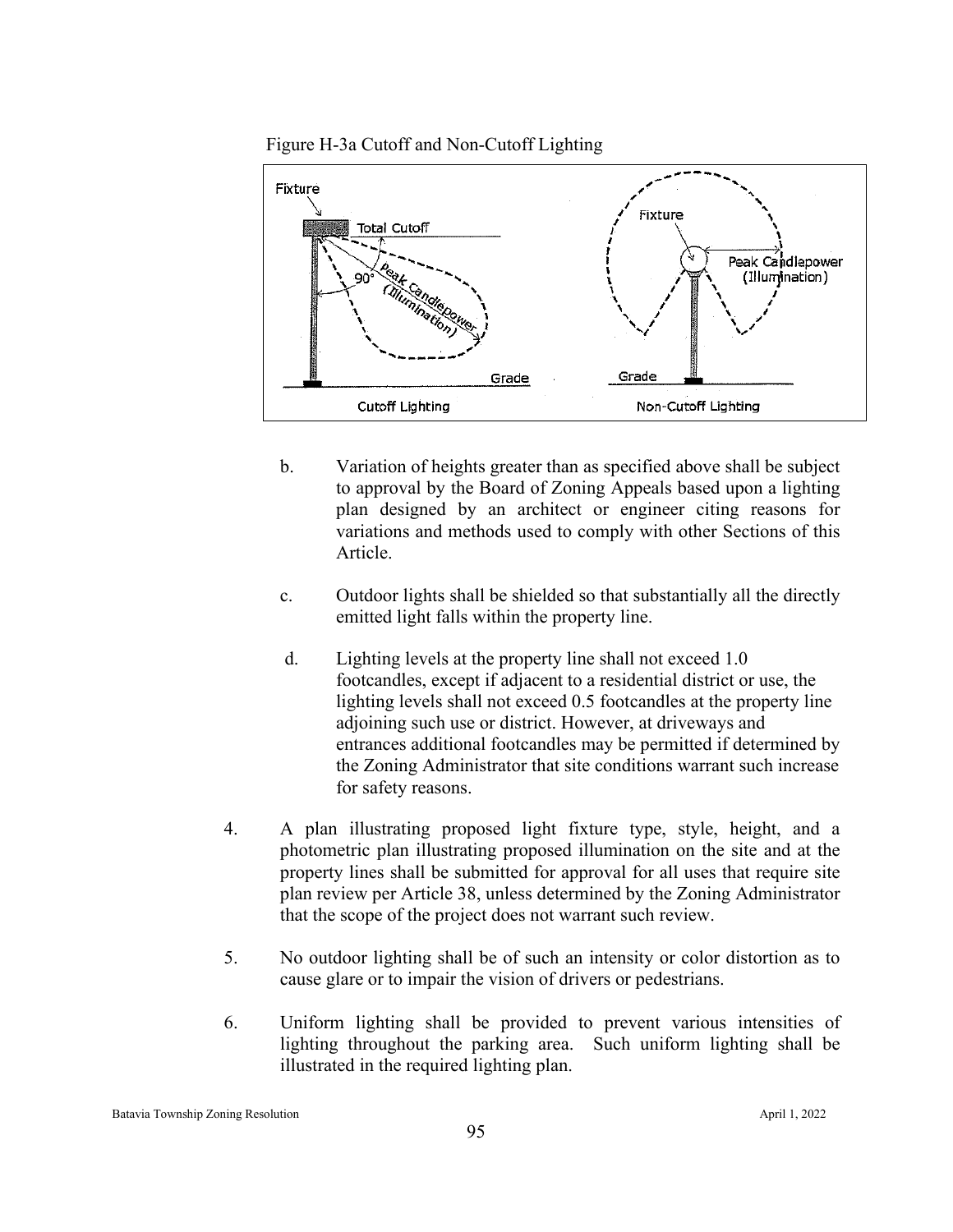Figure H-3a Cutoff and Non-Cutoff Lighting

b. Variation of heights greater than as specified above shall be subject to approval by the Board of Zoning Appeals based upon a lighting plan designed by an architect or engineer citing reasons for variations and methods used to comply with other Sections of this Article.

c. Outdoor lights shall be shielded so that substantially all the directly emitted light falls within the property line.

d. Lighting levels at the property line shall not exceed 1.0 footcandles, except if adjacent to a residential district or use, the lighting levels shall not exceed 0.5 footcandles at the property line adjoining such use or district. However, at driveways and entrances additional footcandles may be permitted if determined by the Zoning Administrator that site conditions warrant such increase for safety reasons.

4. A plan illustrating proposed light fixture type, style, height, and a photometric plan illustrating proposed illumination on the site and at the property lines shall be submitted for approval for all uses that require site plan review per Article 38, unless determined by the Zoning Administrator that the scope of the project does not warrant such review.

5. No outdoor lighting shall be of such an intensity or color distortion as to cause glare or to impair the vision of drivers or pedestrians.

6. Uniform lighting shall be provided to prevent various intensities of lighting throughout the parking area. Such uniform lighting shall be illustrated in the required lighting plan.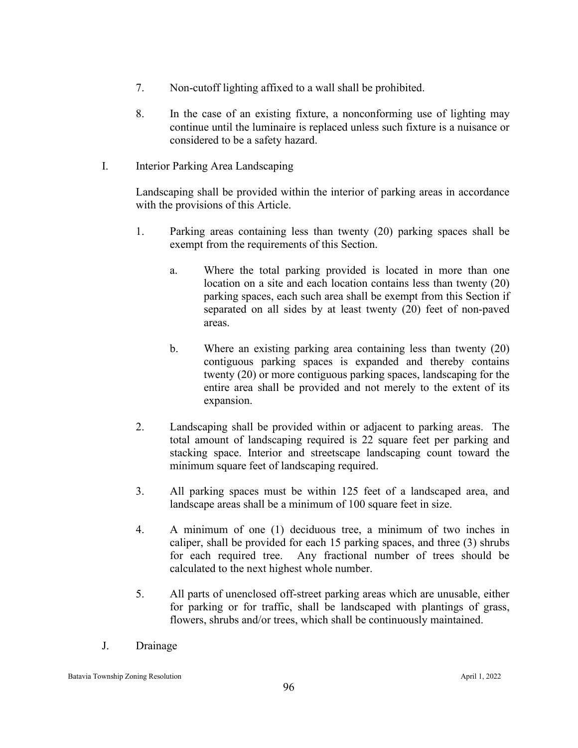7. Non-cutoff lighting affixed to a wall shall be prohibited.

8. In the case of an existing fixture, a nonconforming use of lighting may continue until the luminaire is replaced unless such fixture is a nuisance or considered to be a safety hazard.

I. Interior Parking Area Landscaping

Landscaping shall be provided within the interior of parking areas in accordance with the provisions of this Article.

1. Parking areas containing less than twenty (20) parking spaces shall be exempt from the requirements of this Section.

   a. Where the total parking provided is located in more than one location on a site and each location contains less than twenty (20) parking spaces, each such area shall be exempt from this Section if separated on all sides by at least twenty (20) feet of non-paved areas.

   b. Where an existing parking area containing less than twenty (20) contiguous parking spaces is expanded and thereby contains twenty (20) or more contiguous parking spaces, landscaping for the entire area shall be provided and not merely to the extent of its expansion.

2. Landscaping shall be provided within or adjacent to parking areas. The total amount of landscaping required is 22 square feet per parking and stacking space. Interior and streetscape landscaping count toward the minimum square feet of landscaping required.

3. All parking spaces must be within 125 feet of a landscaped area, and landscape areas shall be a minimum of 100 square feet in size.

4. A minimum of one (1) deciduous tree, a minimum of two inches in caliper, shall be provided for each 15 parking spaces, and three (3) shrubs for each required tree. Any fractional number of trees should be calculated to the next highest whole number.

5. All parts of unenclosed off-street parking areas which are unusable, either for parking or for traffic, shall be landscaped with plantings of grass, flowers, shrubs and/or trees, which shall be continuously maintained.

J. Drainage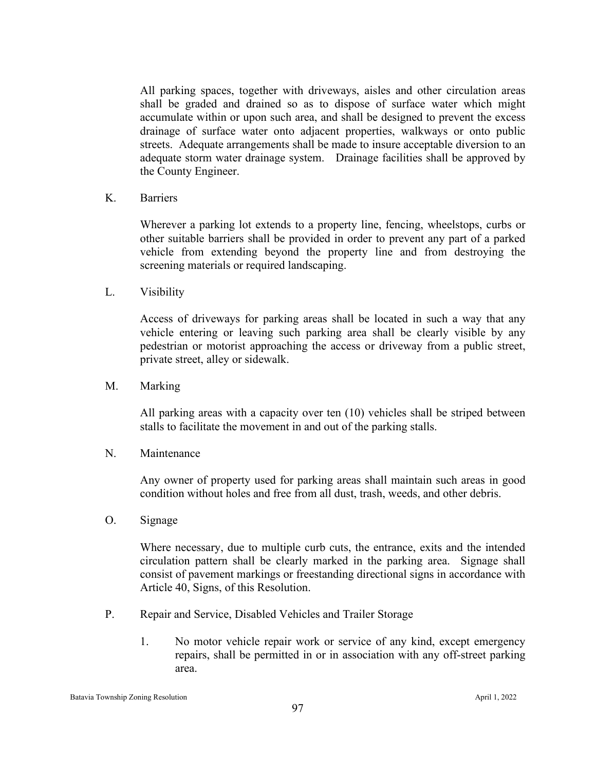All parking spaces, together with driveways, aisles and other circulation areas shall be graded and drained so as to dispose of surface water which might accumulate within or upon such area, and shall be designed to prevent the excess drainage of surface water onto adjacent properties, walkways or onto public streets. Adequate arrangements shall be made to insure acceptable diversion to an adequate storm water drainage system. Drainage facilities shall be approved by the County Engineer.

K. Barriers

Wherever a parking lot extends to a property line, fencing, wheelstops, curbs or other suitable barriers shall be provided in order to prevent any part of a parked vehicle from extending beyond the property line and from destroying the screening materials or required landscaping.

L. Visibility

Access of driveways for parking areas shall be located in such a way that any vehicle entering or leaving such parking area shall be clearly visible by any pedestrian or motorist approaching the access or driveway from a public street, private street, alley or sidewalk.

M. Marking

All parking areas with a capacity over ten (10) vehicles shall be striped between stalls to facilitate the movement in and out of the parking stalls.

N. Maintenance

Any owner of property used for parking areas shall maintain such areas in good condition without holes and free from all dust, trash, weeds, and other debris.

O. Signage

Where necessary, due to multiple curb cuts, the entrance, exits and the intended circulation pattern shall be clearly marked in the parking area. Signage shall consist of pavement markings or freestanding directional signs in accordance with Article 40, Signs, of this Resolution.

P. Repair and Service, Disabled Vehicles and Trailer Storage

1. No motor vehicle repair work or service of any kind, except emergency repairs, shall be permitted in or in association with any off-street parking area.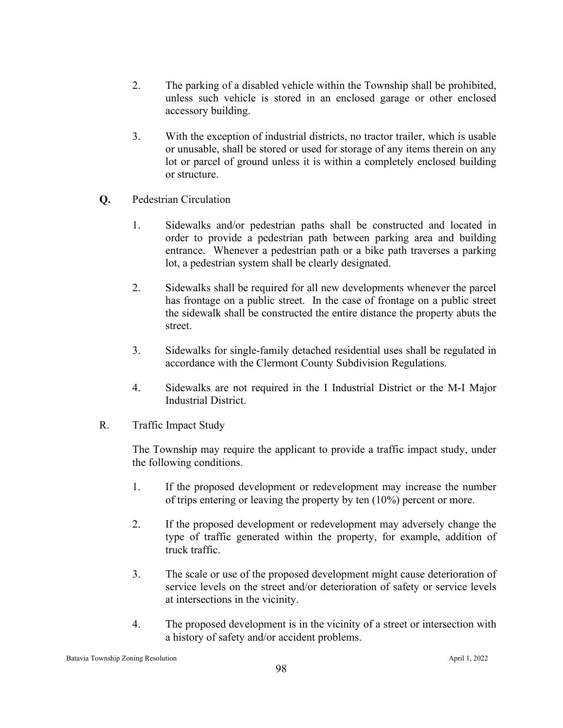2. The parking of a disabled vehicle within the Township shall be prohibited, unless such vehicle is stored in an enclosed garage or other enclosed accessory building.

3. With the exception of industrial districts, no tractor trailer, which is usable or unusable, shall be stored or used for storage of any items therein on any lot or parcel of ground unless it is within a completely enclosed building or structure.

**Q.** Pedestrian Circulation

1. Sidewalks and/or pedestrian paths shall be constructed and located in order to provide a pedestrian path between parking area and building entrance. Whenever a pedestrian path or a bike path traverses a parking lot, a pedestrian system shall be clearly designated.

2. Sidewalks shall be required for all new developments whenever the parcel has frontage on a public street. In the case of frontage on a public street the sidewalk shall be constructed the entire distance the property abuts the street.

3. Sidewalks for single-family detached residential uses shall be regulated in accordance with the Clermont County Subdivision Regulations.

4. Sidewalks are not required in the I Industrial District or the M-I Major Industrial District.

R. Traffic Impact Study

The Township may require the applicant to provide a traffic impact study, under the following conditions.

1. If the proposed development or redevelopment may increase the number of trips entering or leaving the property by ten (10%) percent or more.

2. If the proposed development or redevelopment may adversely change the type of traffic generated within the property, for example, addition of truck traffic.

3. The scale or use of the proposed development might cause deterioration of service levels on the street and/or deterioration of safety or service levels at intersections in the vicinity.

4. The proposed development is in the vicinity of a street or intersection with a history of safety and/or accident problems.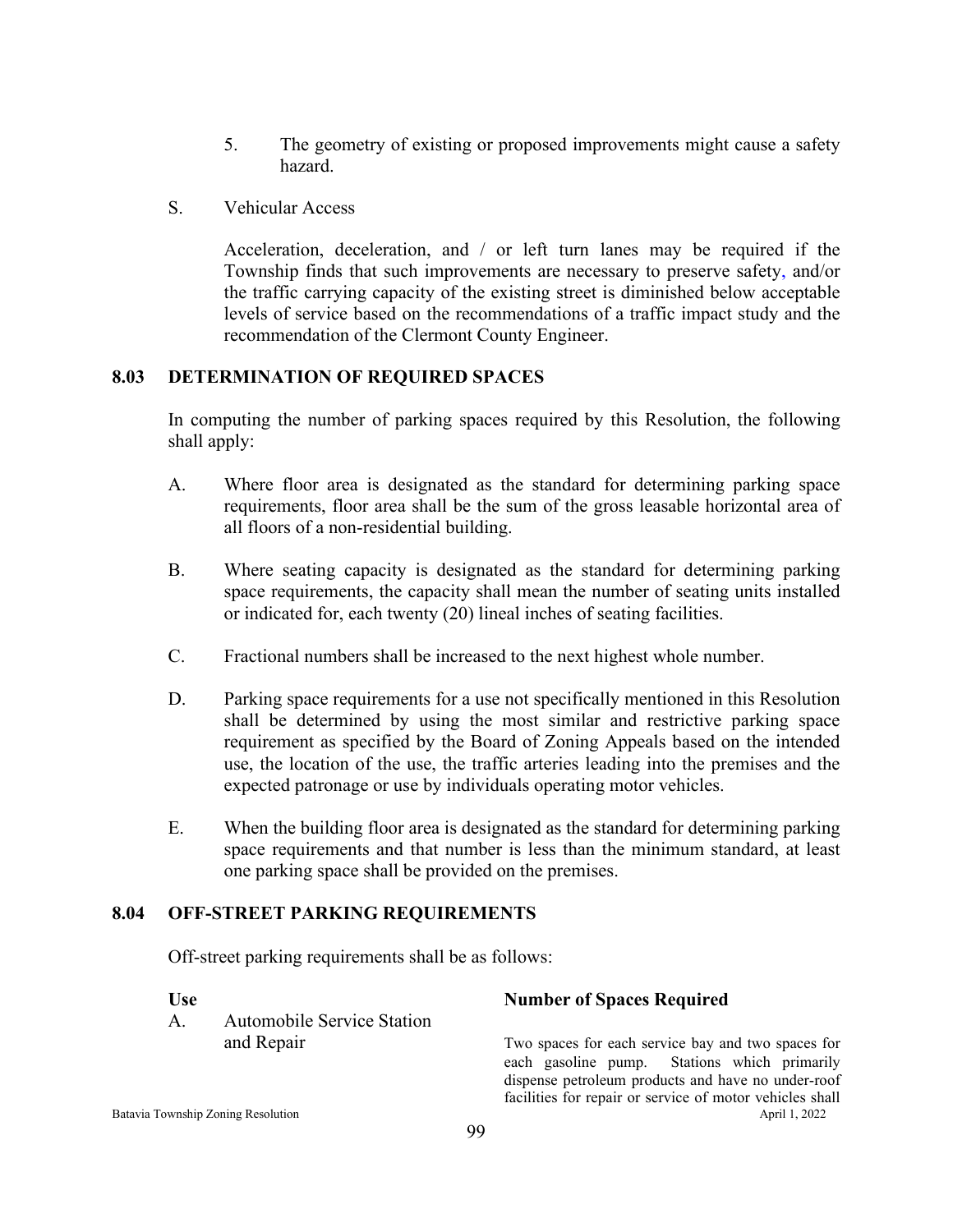5. The geometry of existing or proposed improvements might cause a safety hazard.

S. Vehicular Access

Acceleration, deceleration, and / or left turn lanes may be required if the Township finds that such improvements are necessary to preserve safety, and/or the traffic carrying capacity of the existing street is diminished below acceptable levels of service based on the recommendations of a traffic impact study and the recommendation of the Clermont County Engineer.

## 8.03 DETERMINATION OF REQUIRED SPACES

In computing the number of parking spaces required by this Resolution, the following shall apply:

A. Where floor area is designated as the standard for determining parking space requirements, floor area shall be the sum of the gross leasable horizontal area of all floors of a non-residential building.

B. Where seating capacity is designated as the standard for determining parking space requirements, the capacity shall mean the number of seating units installed or indicated for, each twenty (20) lineal inches of seating facilities.

C. Fractional numbers shall be increased to the next highest whole number.

D. Parking space requirements for a use not specifically mentioned in this Resolution shall be determined by using the most similar and restrictive parking space requirement as specified by the Board of Zoning Appeals based on the intended use, the location of the use, the traffic arteries leading into the premises and the expected patronage or use by individuals operating motor vehicles.

E. When the building floor area is designated as the standard for determining parking space requirements and that number is less than the minimum standard, at least one parking space shall be provided on the premises.

## 8.04 OFF-STREET PARKING REQUIREMENTS

Off-street parking requirements shall be as follows:

| Use | Number of Spaces Required |
|---|---|
| A. Automobile Service Station and Repair | Two spaces for each service bay and two spaces for each gasoline pump. Stations which primarily dispense petroleum products and have no under-roof facilities for repair or service of motor vehicles shall |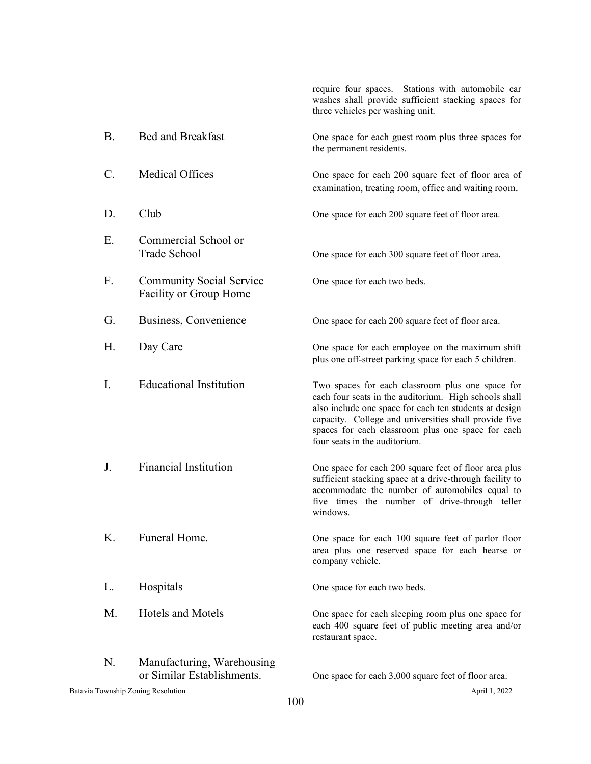require four spaces. Stations with automobile car washes shall provide sufficient stacking spaces for three vehicles per washing unit.

| | | |
|---|---|---|
| B. | Bed and Breakfast | One space for each guest room plus three spaces for the permanent residents. |
| C. | Medical Offices | One space for each 200 square feet of floor area of examination, treating room, office and waiting room. |
| D. | Club | One space for each 200 square feet of floor area. |
| E. | Commercial School or Trade School | One space for each 300 square feet of floor area. |
| F. | Community Social Service Facility or Group Home | One space for each two beds. |
| G. | Business, Convenience | One space for each 200 square feet of floor area. |
| H. | Day Care | One space for each employee on the maximum shift plus one off-street parking space for each 5 children. |
| I. | Educational Institution | Two spaces for each classroom plus one space for each four seats in the auditorium. High schools shall also include one space for each ten students at design capacity. College and universities shall provide five spaces for each classroom plus one space for each four seats in the auditorium. |
| J. | Financial Institution | One space for each 200 square feet of floor area plus sufficient stacking space at a drive-through facility to accommodate the number of automobiles equal to five times the number of drive-through teller windows. |
| K. | Funeral Home. | One space for each 100 square feet of parlor floor area plus one reserved space for each hearse or company vehicle. |
| L. | Hospitals | One space for each two beds. |
| M. | Hotels and Motels | One space for each sleeping room plus one space for each 400 square feet of public meeting area and/or restaurant space. |
| N. | Manufacturing, Warehousing or Similar Establishments. | One space for each 3,000 square feet of floor area. |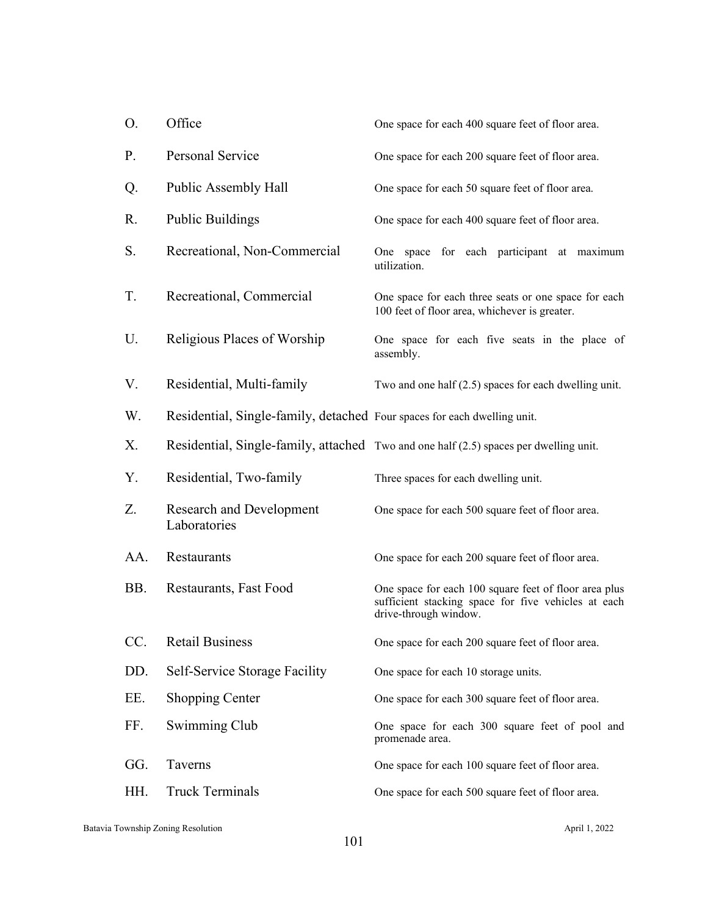| | | |
|---|---|---|
| O. | Office | One space for each 400 square feet of floor area. |
| P. | Personal Service | One space for each 200 square feet of floor area. |
| Q. | Public Assembly Hall | One space for each 50 square feet of floor area. |
| R. | Public Buildings | One space for each 400 square feet of floor area. |
| S. | Recreational, Non-Commercial | One space for each participant at maximum utilization. |
| T. | Recreational, Commercial | One space for each three seats or one space for each 100 feet of floor area, whichever is greater. |
| U. | Religious Places of Worship | One space for each five seats in the place of assembly. |
| V. | Residential, Multi-family | Two and one half (2.5) spaces for each dwelling unit. |
| W. | Residential, Single-family, detached | Four spaces for each dwelling unit. |
| X. | Residential, Single-family, attached | Two and one half (2.5) spaces per dwelling unit. |
| Y. | Residential, Two-family | Three spaces for each dwelling unit. |
| Z. | Research and Development Laboratories | One space for each 500 square feet of floor area. |
| AA. | Restaurants | One space for each 200 square feet of floor area. |
| BB. | Restaurants, Fast Food | One space for each 100 square feet of floor area plus sufficient stacking space for five vehicles at each drive-through window. |
| CC. | Retail Business | One space for each 200 square feet of floor area. |
| DD. | Self-Service Storage Facility | One space for each 10 storage units. |
| EE. | Shopping Center | One space for each 300 square feet of floor area. |
| FF. | Swimming Club | One space for each 300 square feet of pool and promenade area. |
| GG. | Taverns | One space for each 100 square feet of floor area. |
| HH. | Truck Terminals | One space for each 500 square feet of floor area. |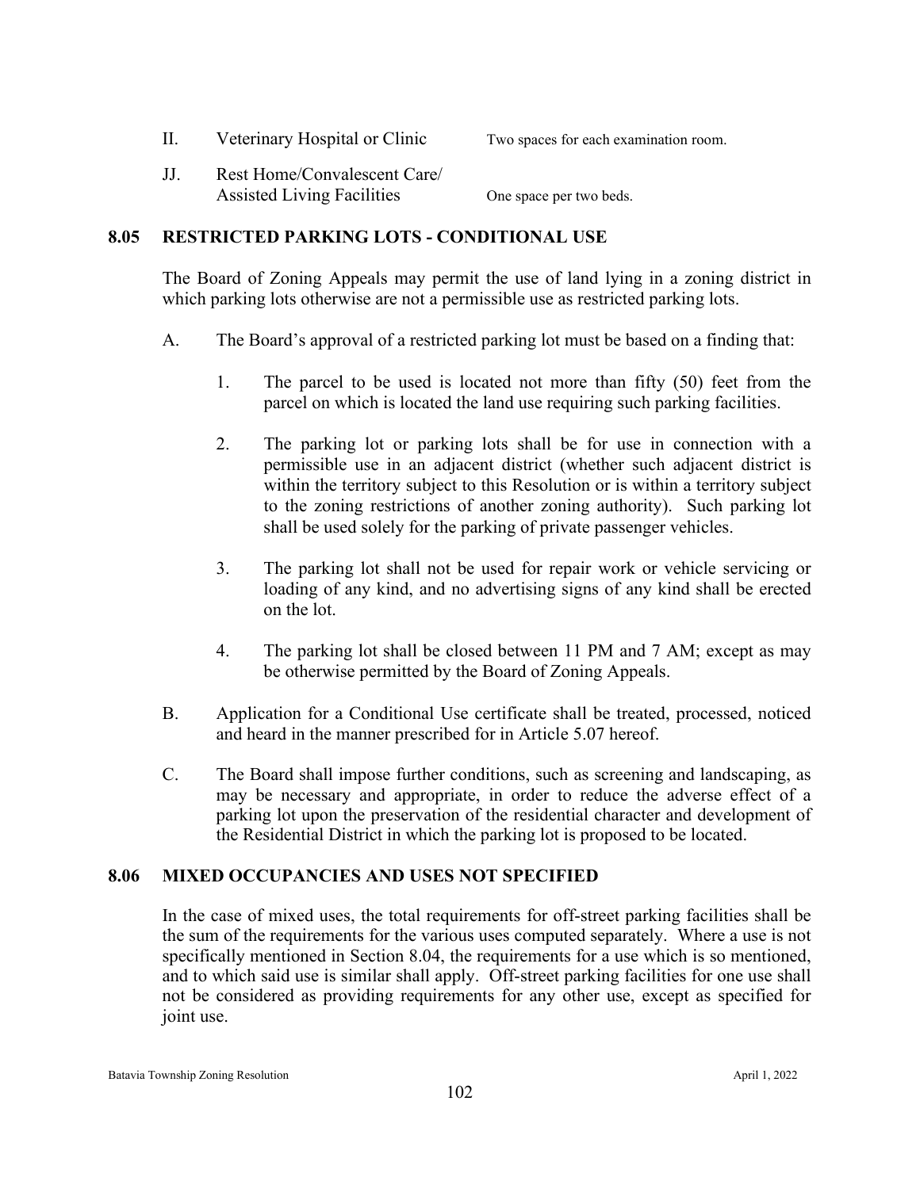II. Veterinary Hospital or Clinic — Two spaces for each examination room.

JJ. Rest Home/Convalescent Care/ Assisted Living Facilities — One space per two beds.

## 8.05 RESTRICTED PARKING LOTS - CONDITIONAL USE

The Board of Zoning Appeals may permit the use of land lying in a zoning district in which parking lots otherwise are not a permissible use as restricted parking lots.

A. The Board's approval of a restricted parking lot must be based on a finding that:

1. The parcel to be used is located not more than fifty (50) feet from the parcel on which is located the land use requiring such parking facilities.

2. The parking lot or parking lots shall be for use in connection with a permissible use in an adjacent district (whether such adjacent district is within the territory subject to this Resolution or is within a territory subject to the zoning restrictions of another zoning authority). Such parking lot shall be used solely for the parking of private passenger vehicles.

3. The parking lot shall not be used for repair work or vehicle servicing or loading of any kind, and no advertising signs of any kind shall be erected on the lot.

4. The parking lot shall be closed between 11 PM and 7 AM; except as may be otherwise permitted by the Board of Zoning Appeals.

B. Application for a Conditional Use certificate shall be treated, processed, noticed and heard in the manner prescribed for in Article 5.07 hereof.

C. The Board shall impose further conditions, such as screening and landscaping, as may be necessary and appropriate, in order to reduce the adverse effect of a parking lot upon the preservation of the residential character and development of the Residential District in which the parking lot is proposed to be located.

## 8.06 MIXED OCCUPANCIES AND USES NOT SPECIFIED

In the case of mixed uses, the total requirements for off-street parking facilities shall be the sum of the requirements for the various uses computed separately. Where a use is not specifically mentioned in Section 8.04, the requirements for a use which is so mentioned, and to which said use is similar shall apply. Off-street parking facilities for one use shall not be considered as providing requirements for any other use, except as specified for joint use.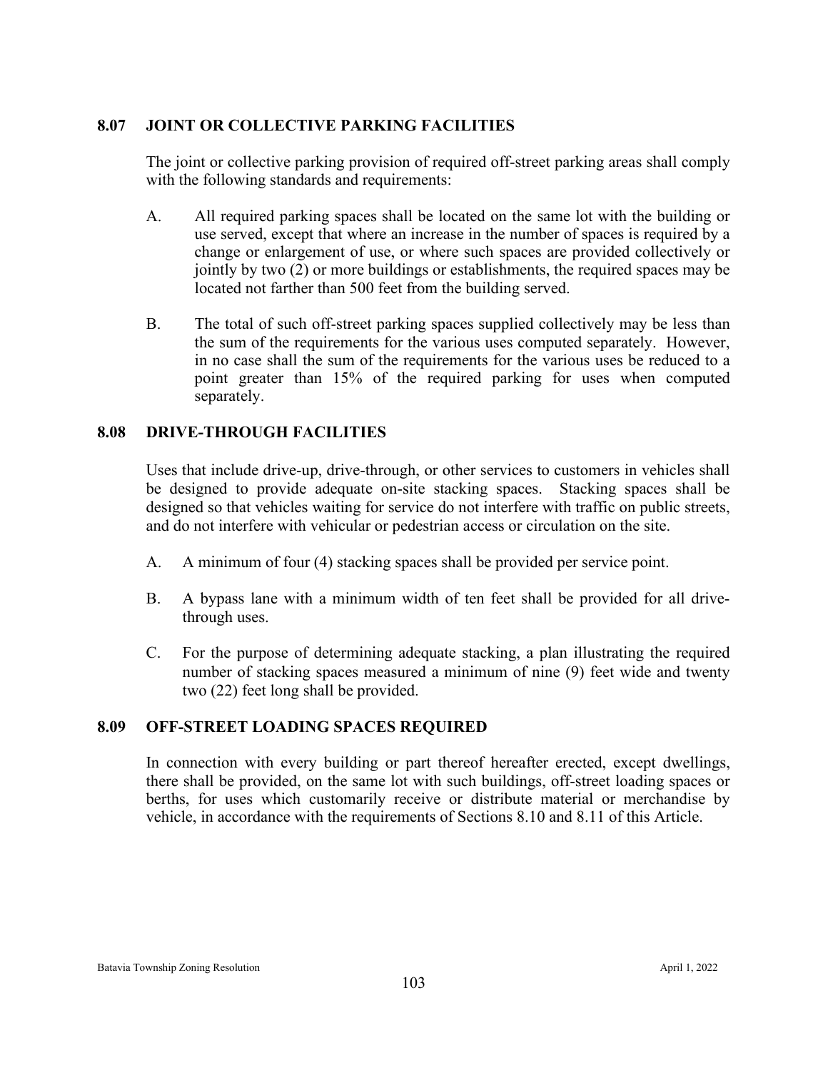## 8.07 JOINT OR COLLECTIVE PARKING FACILITIES

The joint or collective parking provision of required off-street parking areas shall comply with the following standards and requirements:

A. All required parking spaces shall be located on the same lot with the building or use served, except that where an increase in the number of spaces is required by a change or enlargement of use, or where such spaces are provided collectively or jointly by two (2) or more buildings or establishments, the required spaces may be located not farther than 500 feet from the building served.

B. The total of such off-street parking spaces supplied collectively may be less than the sum of the requirements for the various uses computed separately. However, in no case shall the sum of the requirements for the various uses be reduced to a point greater than 15% of the required parking for uses when computed separately.

## 8.08 DRIVE-THROUGH FACILITIES

Uses that include drive-up, drive-through, or other services to customers in vehicles shall be designed to provide adequate on-site stacking spaces. Stacking spaces shall be designed so that vehicles waiting for service do not interfere with traffic on public streets, and do not interfere with vehicular or pedestrian access or circulation on the site.

A. A minimum of four (4) stacking spaces shall be provided per service point.

B. A bypass lane with a minimum width of ten feet shall be provided for all drive-through uses.

C. For the purpose of determining adequate stacking, a plan illustrating the required number of stacking spaces measured a minimum of nine (9) feet wide and twenty two (22) feet long shall be provided.

## 8.09 OFF-STREET LOADING SPACES REQUIRED

In connection with every building or part thereof hereafter erected, except dwellings, there shall be provided, on the same lot with such buildings, off-street loading spaces or berths, for uses which customarily receive or distribute material or merchandise by vehicle, in accordance with the requirements of Sections 8.10 and 8.11 of this Article.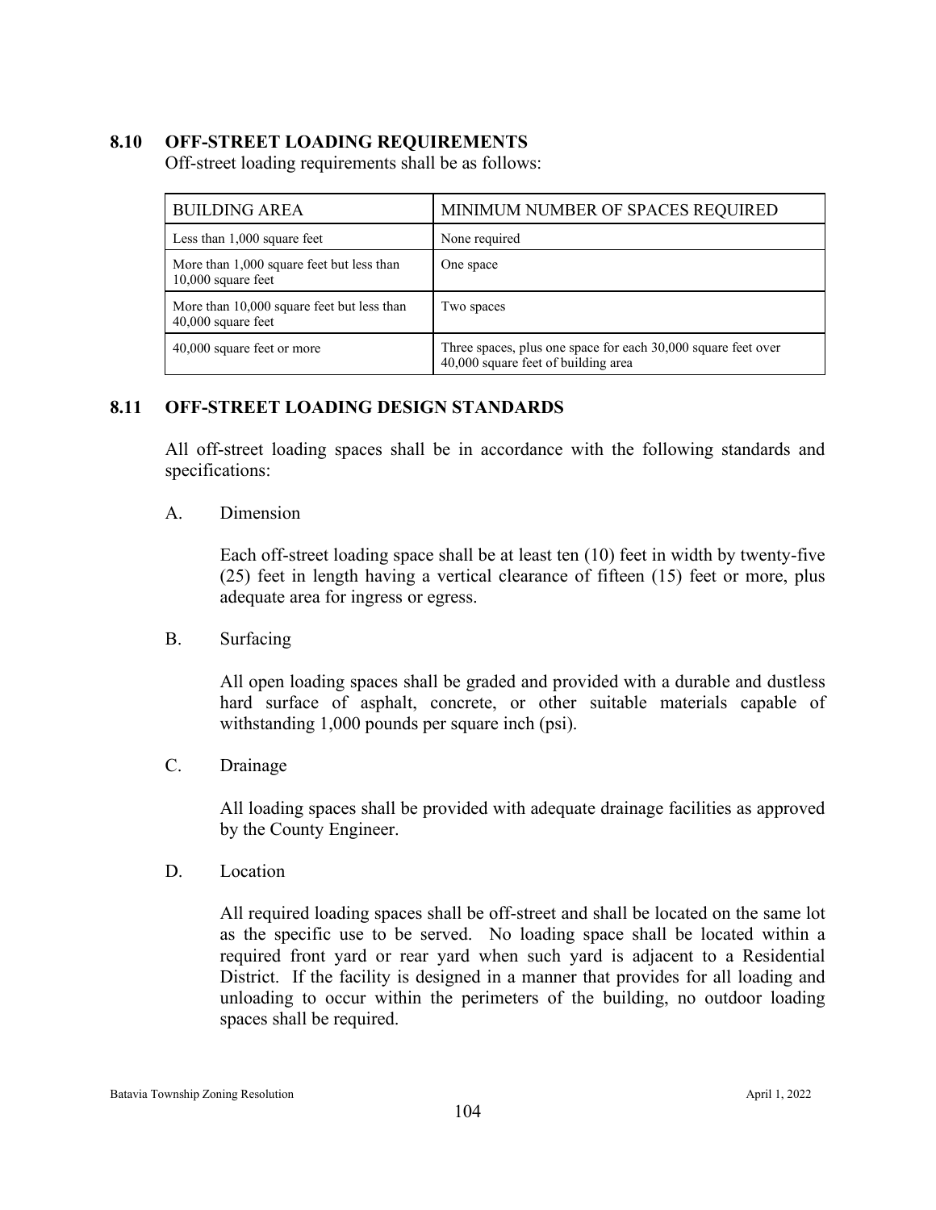## 8.10 OFF-STREET LOADING REQUIREMENTS

Off-street loading requirements shall be as follows:

| BUILDING AREA | MINIMUM NUMBER OF SPACES REQUIRED |
|---|---|
| Less than 1,000 square feet | None required |
| More than 1,000 square feet but less than 10,000 square feet | One space |
| More than 10,000 square feet but less than 40,000 square feet | Two spaces |
| 40,000 square feet or more | Three spaces, plus one space for each 30,000 square feet over 40,000 square feet of building area |

## 8.11 OFF-STREET LOADING DESIGN STANDARDS

All off-street loading spaces shall be in accordance with the following standards and specifications:

A. Dimension

Each off-street loading space shall be at least ten (10) feet in width by twenty-five (25) feet in length having a vertical clearance of fifteen (15) feet or more, plus adequate area for ingress or egress.

B. Surfacing

All open loading spaces shall be graded and provided with a durable and dustless hard surface of asphalt, concrete, or other suitable materials capable of withstanding 1,000 pounds per square inch (psi).

C. Drainage

All loading spaces shall be provided with adequate drainage facilities as approved by the County Engineer.

D. Location

All required loading spaces shall be off-street and shall be located on the same lot as the specific use to be served. No loading space shall be located within a required front yard or rear yard when such yard is adjacent to a Residential District. If the facility is designed in a manner that provides for all loading and unloading to occur within the perimeters of the building, no outdoor loading spaces shall be required.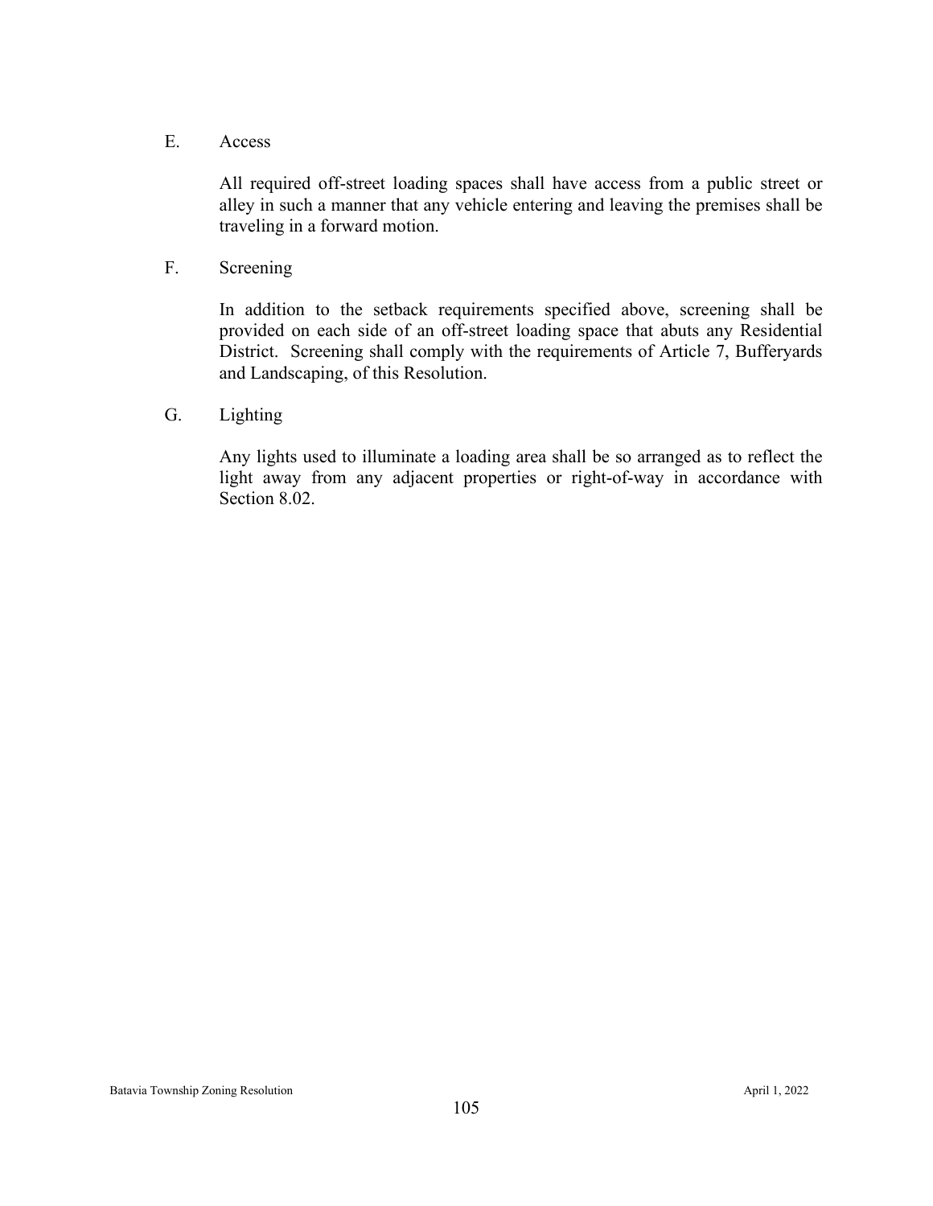E. Access

All required off-street loading spaces shall have access from a public street or alley in such a manner that any vehicle entering and leaving the premises shall be traveling in a forward motion.

F. Screening

In addition to the setback requirements specified above, screening shall be provided on each side of an off-street loading space that abuts any Residential District. Screening shall comply with the requirements of Article 7, Bufferyards and Landscaping, of this Resolution.

G. Lighting

Any lights used to illuminate a loading area shall be so arranged as to reflect the light away from any adjacent properties or right-of-way in accordance with Section 8.02.